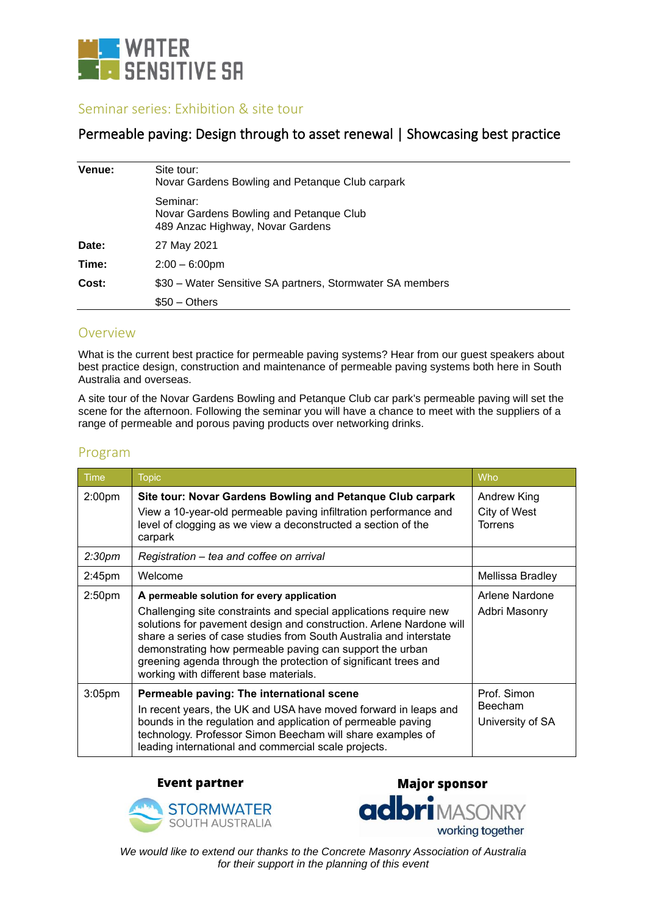# WATER SENSITIVE SA

## Seminar series: Exhibition & site tour

# Permeable paving: Design through to asset renewal | Showcasing best practice

| | |
|---|---|
| **Venue:** | Site tour: Novar Gardens Bowling and Petanque Club carpark |
| | Seminar: Novar Gardens Bowling and Petanque Club 489 Anzac Highway, Novar Gardens |
| **Date:** | 27 May 2021 |
| **Time:** | 2:00 – 6:00pm |
| **Cost:** | $30 – Water Sensitive SA partners, Stormwater SA members |
| | $50 – Others |

## Overview

What is the current best practice for permeable paving systems? Hear from our guest speakers about best practice design, construction and maintenance of permeable paving systems both here in South Australia and overseas.

A site tour of the Novar Gardens Bowling and Petanque Club car park's permeable paving will set the scene for the afternoon. Following the seminar you will have a chance to meet with the suppliers of a range of permeable and porous paving products over networking drinks.

## Program

| Time | Topic | Who |
|---|---|---|
| 2:00pm | **Site tour: Novar Gardens Bowling and Petanque Club carpark** View a 10-year-old permeable paving infiltration performance and level of clogging as we view a deconstructed a section of the carpark | Andrew King City of West Torrens |
| *2:30pm* | *Registration – tea and coffee on arrival* | |
| 2:45pm | Welcome | Mellissa Bradley |
| 2:50pm | **A permeable solution for every application** Challenging site constraints and special applications require new solutions for pavement design and construction. Arlene Nardone will share a series of case studies from South Australia and interstate demonstrating how permeable paving can support the urban greening agenda through the protection of significant trees and working with different base materials. | Arlene Nardone Adbri Masonry |
| 3:05pm | **Permeable paving: The international scene** In recent years, the UK and USA have moved forward in leaps and bounds in the regulation and application of permeable paving technology. Professor Simon Beecham will share examples of leading international and commercial scale projects. | Prof. Simon Beecham University of SA |

**Event partner**

STORMWATER SOUTH AUSTRALIA

**Major sponsor**

adbri MASONRY working together

*We would like to extend our thanks to the Concrete Masonry Association of Australia for their support in the planning of this event*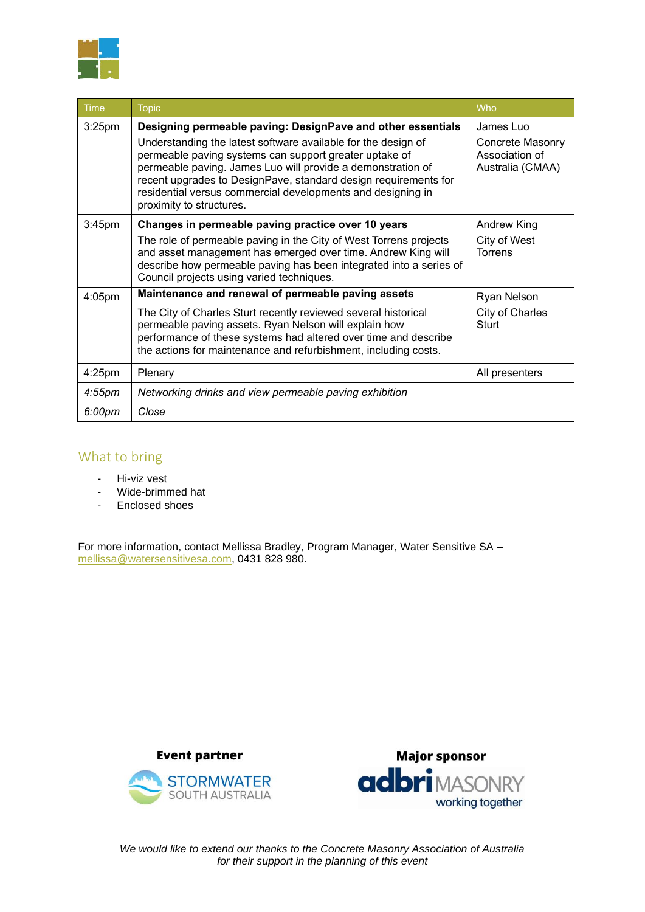| Time | Topic | Who |
| --- | --- | --- |
| 3:25pm | **Designing permeable paving: DesignPave and other essentials** Understanding the latest software available for the design of permeable paving systems can support greater uptake of permeable paving. James Luo will provide a demonstration of recent upgrades to DesignPave, standard design requirements for residential versus commercial developments and designing in proximity to structures. | James Luo Concrete Masonry Association of Australia (CMAA) |
| 3:45pm | **Changes in permeable paving practice over 10 years** The role of permeable paving in the City of West Torrens projects and asset management has emerged over time. Andrew King will describe how permeable paving has been integrated into a series of Council projects using varied techniques. | Andrew King City of West Torrens |
| 4:05pm | **Maintenance and renewal of permeable paving assets** The City of Charles Sturt recently reviewed several historical permeable paving assets. Ryan Nelson will explain how performance of these systems had altered over time and describe the actions for maintenance and refurbishment, including costs. | Ryan Nelson City of Charles Sturt |
| 4:25pm | Plenary | All presenters |
| *4:55pm* | *Networking drinks and view permeable paving exhibition* | |
| *6:00pm* | *Close* | |

## What to bring

- Hi-viz vest
- Wide-brimmed hat
- Enclosed shoes

For more information, contact Mellissa Bradley, Program Manager, Water Sensitive SA – mellissa@watersensitivesa.com, 0431 828 980.

**Event partner**

STORMWATER SOUTH AUSTRALIA

**Major sponsor**

adbri MASONRY working together

*We would like to extend our thanks to the Concrete Masonry Association of Australia for their support in the planning of this event*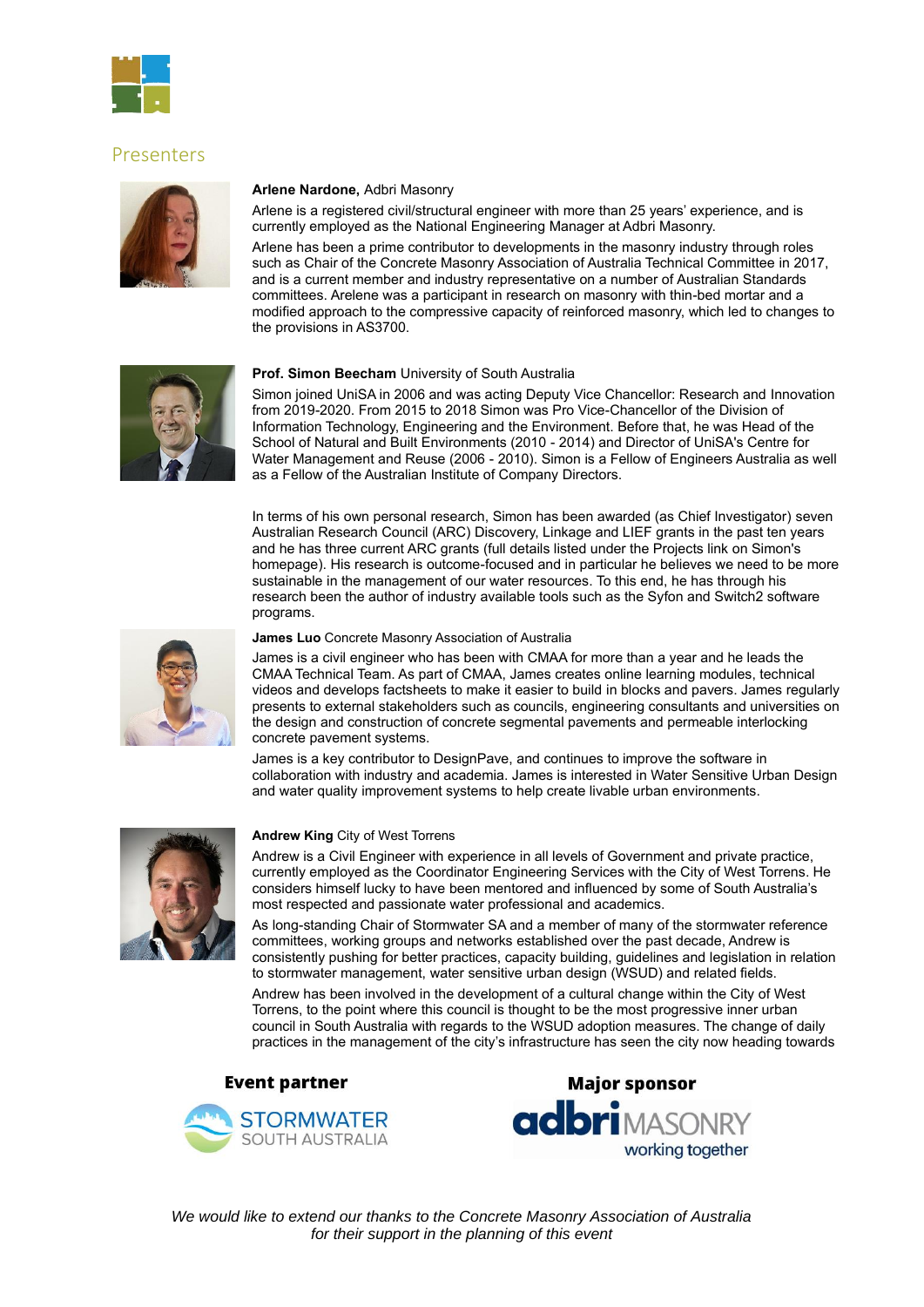## Presenters

**Arlene Nardone,** Adbri Masonry

Arlene is a registered civil/structural engineer with more than 25 years' experience, and is currently employed as the National Engineering Manager at Adbri Masonry.

Arlene has been a prime contributor to developments in the masonry industry through roles such as Chair of the Concrete Masonry Association of Australia Technical Committee in 2017, and is a current member and industry representative on a number of Australian Standards committees. Arelene was a participant in research on masonry with thin-bed mortar and a modified approach to the compressive capacity of reinforced masonry, which led to changes to the provisions in AS3700.

**Prof. Simon Beecham** University of South Australia

Simon joined UniSA in 2006 and was acting Deputy Vice Chancellor: Research and Innovation from 2019-2020. From 2015 to 2018 Simon was Pro Vice-Chancellor of the Division of Information Technology, Engineering and the Environment. Before that, he was Head of the School of Natural and Built Environments (2010 - 2014) and Director of UniSA's Centre for Water Management and Reuse (2006 - 2010). Simon is a Fellow of Engineers Australia as well as a Fellow of the Australian Institute of Company Directors.

In terms of his own personal research, Simon has been awarded (as Chief Investigator) seven Australian Research Council (ARC) Discovery, Linkage and LIEF grants in the past ten years and he has three current ARC grants (full details listed under the Projects link on Simon's homepage). His research is outcome-focused and in particular he believes we need to be more sustainable in the management of our water resources. To this end, he has through his research been the author of industry available tools such as the Syfon and Switch2 software programs.

**James Luo** Concrete Masonry Association of Australia

James is a civil engineer who has been with CMAA for more than a year and he leads the CMAA Technical Team. As part of CMAA, James creates online learning modules, technical videos and develops factsheets to make it easier to build in blocks and pavers. James regularly presents to external stakeholders such as councils, engineering consultants and universities on the design and construction of concrete segmental pavements and permeable interlocking concrete pavement systems.

James is a key contributor to DesignPave, and continues to improve the software in collaboration with industry and academia. James is interested in Water Sensitive Urban Design and water quality improvement systems to help create livable urban environments.

**Andrew King** City of West Torrens

Andrew is a Civil Engineer with experience in all levels of Government and private practice, currently employed as the Coordinator Engineering Services with the City of West Torrens. He considers himself lucky to have been mentored and influenced by some of South Australia's most respected and passionate water professional and academics.

As long-standing Chair of Stormwater SA and a member of many of the stormwater reference committees, working groups and networks established over the past decade, Andrew is consistently pushing for better practices, capacity building, guidelines and legislation in relation to stormwater management, water sensitive urban design (WSUD) and related fields.

Andrew has been involved in the development of a cultural change within the City of West Torrens, to the point where this council is thought to be the most progressive inner urban council in South Australia with regards to the WSUD adoption measures. The change of daily practices in the management of the city's infrastructure has seen the city now heading towards

**Event partner**

STORMWATER SOUTH AUSTRALIA

**Major sponsor**

adbri MASONRY working together

*We would like to extend our thanks to the Concrete Masonry Association of Australia for their support in the planning of this event*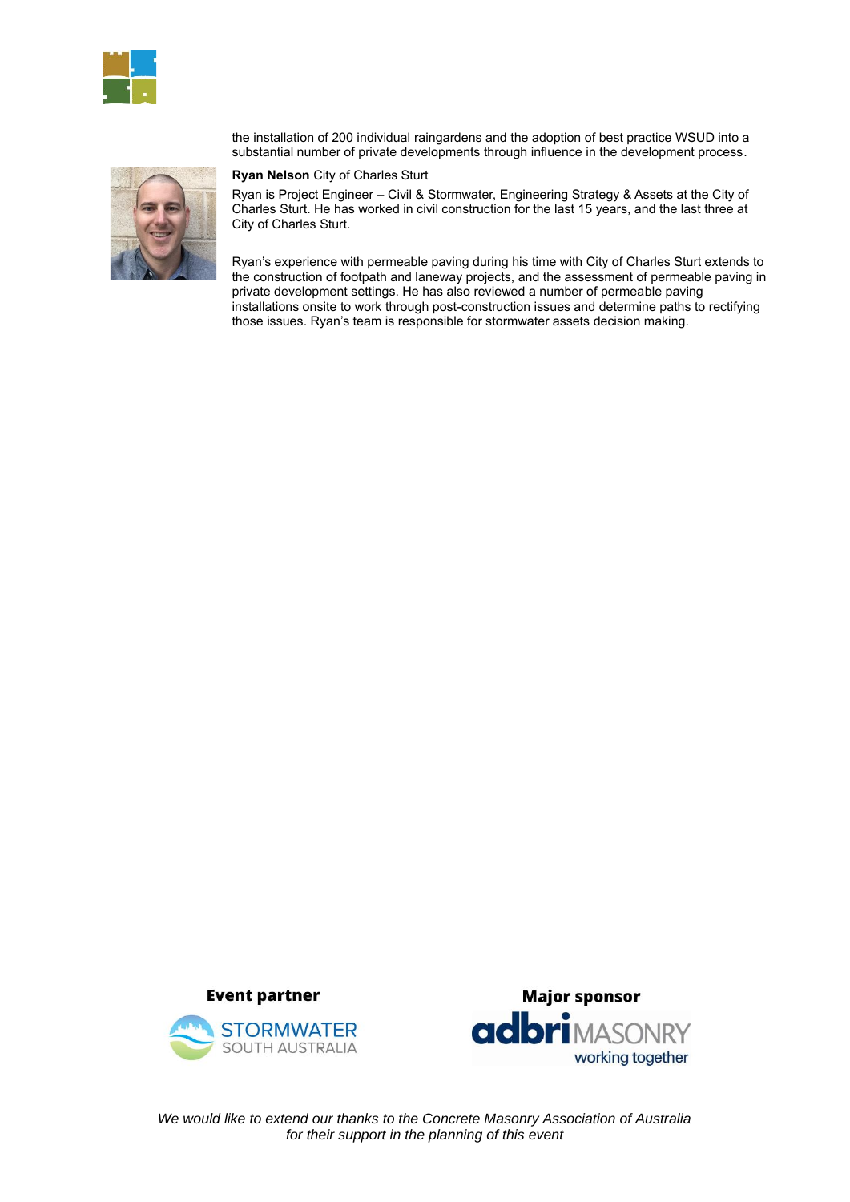the installation of 200 individual raingardens and the adoption of best practice WSUD into a substantial number of private developments through influence in the development process.

**Ryan Nelson** City of Charles Sturt

Ryan is Project Engineer – Civil & Stormwater, Engineering Strategy & Assets at the City of Charles Sturt. He has worked in civil construction for the last 15 years, and the last three at City of Charles Sturt.

Ryan's experience with permeable paving during his time with City of Charles Sturt extends to the construction of footpath and laneway projects, and the assessment of permeable paving in private development settings. He has also reviewed a number of permeable paving installations onsite to work through post-construction issues and determine paths to rectifying those issues. Ryan's team is responsible for stormwater assets decision making.

**Event partner**

STORMWATER SOUTH AUSTRALIA

**Major sponsor**

adbri MASONRY working together

*We would like to extend our thanks to the Concrete Masonry Association of Australia for their support in the planning of this event*